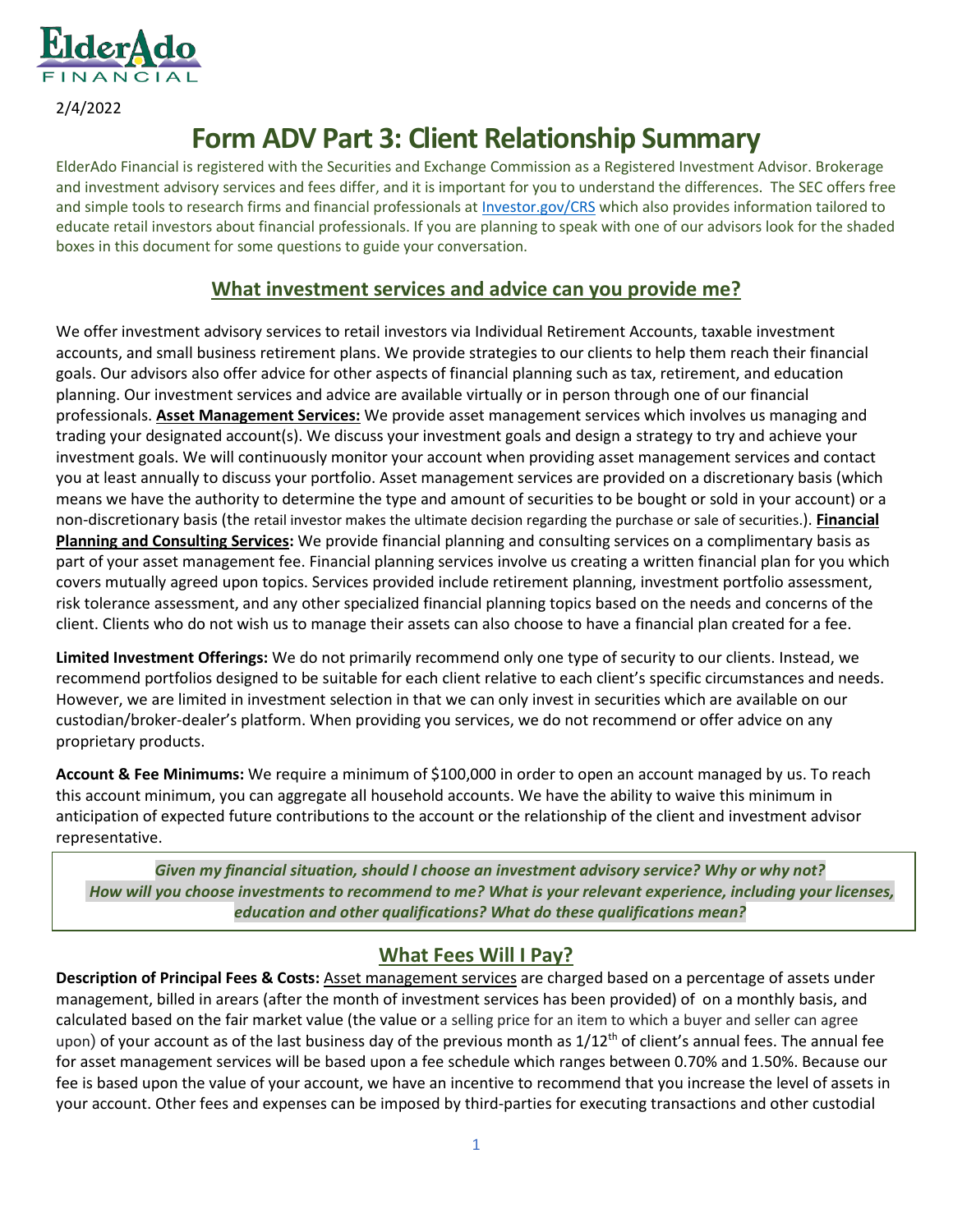ElderAdo FINANCIAL

2/4/2022

# Form ADV Part 3: Client Relationship Summary

ElderAdo Financial is registered with the Securities and Exchange Commission as a Registered Investment Advisor. Brokerage and investment advisory services and fees differ, and it is important for you to understand the differences. The SEC offers free and simple tools to research firms and financial professionals at [Investor.gov/CRS](Investor.gov/CRS) which also provides information tailored to educate retail investors about financial professionals. If you are planning to speak with one of our advisors look for the shaded boxes in this document for some questions to guide your conversation.

## What investment services and advice can you provide me?

We offer investment advisory services to retail investors via Individual Retirement Accounts, taxable investment accounts, and small business retirement plans. We provide strategies to our clients to help them reach their financial goals. Our advisors also offer advice for other aspects of financial planning such as tax, retirement, and education planning. Our investment services and advice are available virtually or in person through one of our financial professionals. **Asset Management Services:** We provide asset management services which involves us managing and trading your designated account(s). We discuss your investment goals and design a strategy to try and achieve your investment goals. We will continuously monitor your account when providing asset management services and contact you at least annually to discuss your portfolio. Asset management services are provided on a discretionary basis (which means we have the authority to determine the type and amount of securities to be bought or sold in your account) or a non-discretionary basis (the retail investor makes the ultimate decision regarding the purchase or sale of securities.). **Financial Planning and Consulting Services:** We provide financial planning and consulting services on a complimentary basis as part of your asset management fee. Financial planning services involve us creating a written financial plan for you which covers mutually agreed upon topics. Services provided include retirement planning, investment portfolio assessment, risk tolerance assessment, and any other specialized financial planning topics based on the needs and concerns of the client. Clients who do not wish us to manage their assets can also choose to have a financial plan created for a fee.

**Limited Investment Offerings:** We do not primarily recommend only one type of security to our clients. Instead, we recommend portfolios designed to be suitable for each client relative to each client's specific circumstances and needs. However, we are limited in investment selection in that we can only invest in securities which are available on our custodian/broker-dealer's platform. When providing you services, we do not recommend or offer advice on any proprietary products.

**Account & Fee Minimums:** We require a minimum of $100,000 in order to open an account managed by us. To reach this account minimum, you can aggregate all household accounts. We have the ability to waive this minimum in anticipation of expected future contributions to the account or the relationship of the client and investment advisor representative.

> ***Given my financial situation, should I choose an investment advisory service? Why or why not? How will you choose investments to recommend to me? What is your relevant experience, including your licenses, education and other qualifications? What do these qualifications mean?***

## What Fees Will I Pay?

**Description of Principal Fees & Costs:** Asset management services are charged based on a percentage of assets under management, billed in arears (after the month of investment services has been provided) of on a monthly basis, and calculated based on the fair market value (the value or a selling price for an item to which a buyer and seller can agree upon) of your account as of the last business day of the previous month as 1/12th of client's annual fees. The annual fee for asset management services will be based upon a fee schedule which ranges between 0.70% and 1.50%. Because our fee is based upon the value of your account, we have an incentive to recommend that you increase the level of assets in your account. Other fees and expenses can be imposed by third-parties for executing transactions and other custodial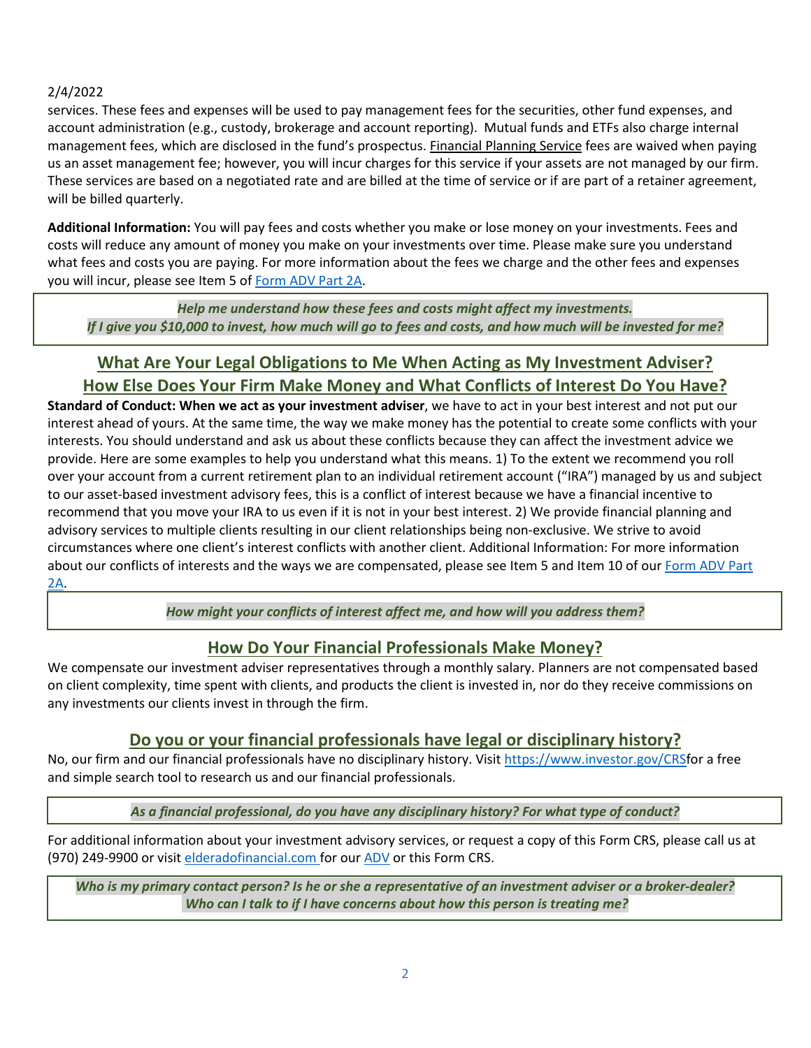2/4/2022

services. These fees and expenses will be used to pay management fees for the securities, other fund expenses, and account administration (e.g., custody, brokerage and account reporting). Mutual funds and ETFs also charge internal management fees, which are disclosed in the fund's prospectus. Financial Planning Service fees are waived when paying us an asset management fee; however, you will incur charges for this service if your assets are not managed by our firm. These services are based on a negotiated rate and are billed at the time of service or if are part of a retainer agreement, will be billed quarterly.

**Additional Information:** You will pay fees and costs whether you make or lose money on your investments. Fees and costs will reduce any amount of money you make on your investments over time. Please make sure you understand what fees and costs you are paying. For more information about the fees we charge and the other fees and expenses you will incur, please see Item 5 of Form ADV Part 2A.

***Help me understand how these fees and costs might affect my investments. If I give you $10,000 to invest, how much will go to fees and costs, and how much will be invested for me?***

## What Are Your Legal Obligations to Me When Acting as My Investment Adviser? How Else Does Your Firm Make Money and What Conflicts of Interest Do You Have?

**Standard of Conduct: When we act as your investment adviser**, we have to act in your best interest and not put our interest ahead of yours. At the same time, the way we make money has the potential to create some conflicts with your interests. You should understand and ask us about these conflicts because they can affect the investment advice we provide. Here are some examples to help you understand what this means. 1) To the extent we recommend you roll over your account from a current retirement plan to an individual retirement account ("IRA") managed by us and subject to our asset-based investment advisory fees, this is a conflict of interest because we have a financial incentive to recommend that you move your IRA to us even if it is not in your best interest. 2) We provide financial planning and advisory services to multiple clients resulting in our client relationships being non-exclusive. We strive to avoid circumstances where one client's interest conflicts with another client. Additional Information: For more information about our conflicts of interests and the ways we are compensated, please see Item 5 and Item 10 of our Form ADV Part 2A.

***How might your conflicts of interest affect me, and how will you address them?***

## How Do Your Financial Professionals Make Money?

We compensate our investment adviser representatives through a monthly salary. Planners are not compensated based on client complexity, time spent with clients, and products the client is invested in, nor do they receive commissions on any investments our clients invest in through the firm.

## Do you or your financial professionals have legal or disciplinary history?

No, our firm and our financial professionals have no disciplinary history. Visit https://www.investor.gov/CRSfor a free and simple search tool to research us and our financial professionals.

***As a financial professional, do you have any disciplinary history? For what type of conduct?***

For additional information about your investment advisory services, or request a copy of this Form CRS, please call us at (970) 249-9900 or visit elderadofinancial.com for our ADV or this Form CRS.

***Who is my primary contact person? Is he or she a representative of an investment adviser or a broker-dealer? Who can I talk to if I have concerns about how this person is treating me?***